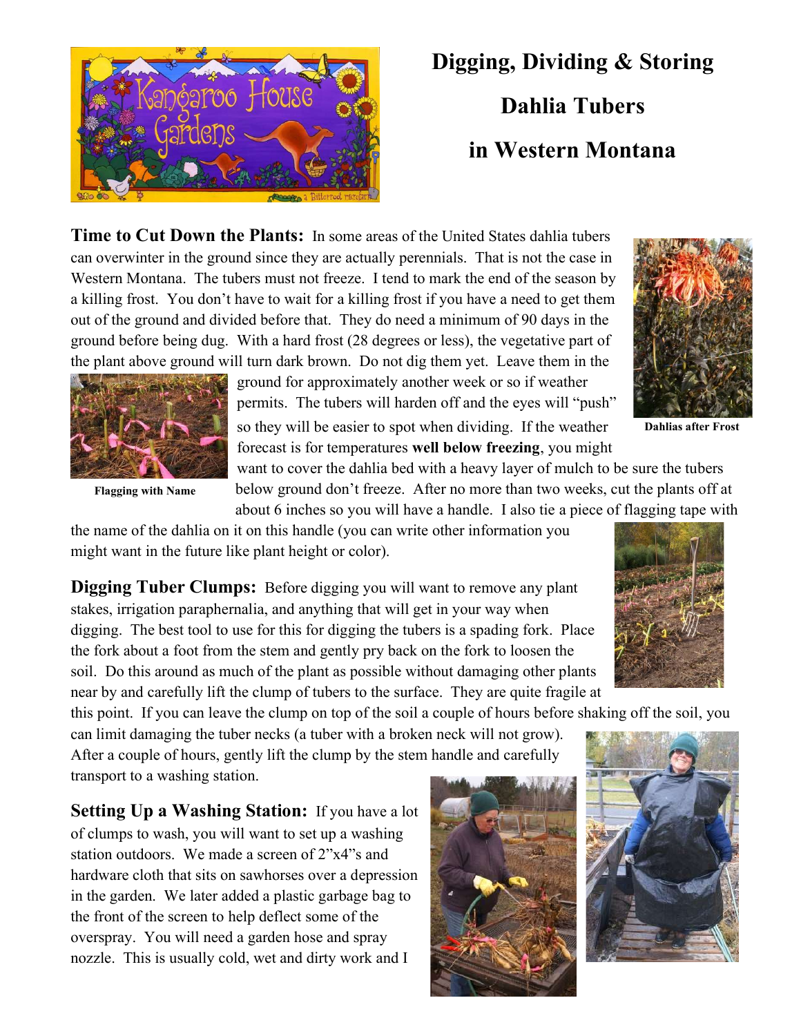# Digging, Dividing & Storing Dahlia Tubers in Western Montana

**Time to Cut Down the Plants:** In some areas of the United States dahlia tubers can overwinter in the ground since they are actually perennials. That is not the case in Western Montana. The tubers must not freeze. I tend to mark the end of the season by a killing frost. You don't have to wait for a killing frost if you have a need to get them out of the ground and divided before that. They do need a minimum of 90 days in the ground before being dug. With a hard frost (28 degrees or less), the vegetative part of the plant above ground will turn dark brown. Do not dig them yet. Leave them in the ground for approximately another week or so if weather permits. The tubers will harden off and the eyes will "push" so they will be easier to spot when dividing. If the weather forecast is for temperatures **well below freezing**, you might want to cover the dahlia bed with a heavy layer of mulch to be sure the tubers below ground don't freeze. After no more than two weeks, cut the plants off at about 6 inches so you will have a handle. I also tie a piece of flagging tape with the name of the dahlia on it on this handle (you can write other information you might want in the future like plant height or color).

Dahlias after Frost

Flagging with Name

**Digging Tuber Clumps:** Before digging you will want to remove any plant stakes, irrigation paraphernalia, and anything that will get in your way when digging. The best tool to use for this for digging the tubers is a spading fork. Place the fork about a foot from the stem and gently pry back on the fork to loosen the soil. Do this around as much of the plant as possible without damaging other plants near by and carefully lift the clump of tubers to the surface. They are quite fragile at this point. If you can leave the clump on top of the soil a couple of hours before shaking off the soil, you can limit damaging the tuber necks (a tuber with a broken neck will not grow). After a couple of hours, gently lift the clump by the stem handle and carefully transport to a washing station.

**Setting Up a Washing Station:** If you have a lot of clumps to wash, you will want to set up a washing station outdoors. We made a screen of 2"x4"s and hardware cloth that sits on sawhorses over a depression in the garden. We later added a plastic garbage bag to the front of the screen to help deflect some of the overspray. You will need a garden hose and spray nozzle. This is usually cold, wet and dirty work and I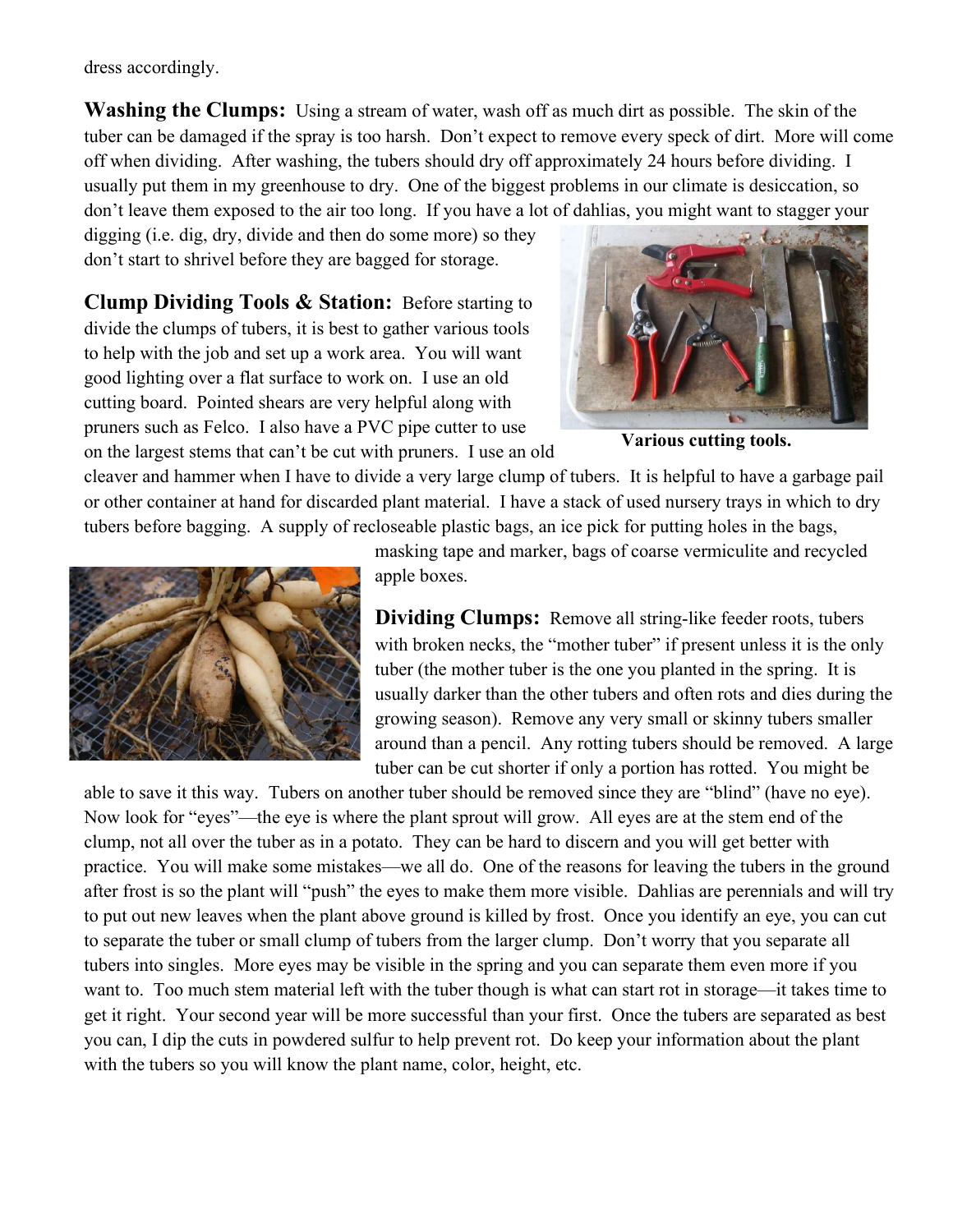dress accordingly.

**Washing the Clumps:** Using a stream of water, wash off as much dirt as possible. The skin of the tuber can be damaged if the spray is too harsh. Don't expect to remove every speck of dirt. More will come off when dividing. After washing, the tubers should dry off approximately 24 hours before dividing. I usually put them in my greenhouse to dry. One of the biggest problems in our climate is desiccation, so don't leave them exposed to the air too long. If you have a lot of dahlias, you might want to stagger your digging (i.e. dig, dry, divide and then do some more) so they don't start to shrivel before they are bagged for storage.

**Clump Dividing Tools & Station:** Before starting to divide the clumps of tubers, it is best to gather various tools to help with the job and set up a work area. You will want good lighting over a flat surface to work on. I use an old cutting board. Pointed shears are very helpful along with pruners such as Felco. I also have a PVC pipe cutter to use on the largest stems that can't be cut with pruners. I use an old cleaver and hammer when I have to divide a very large clump of tubers. It is helpful to have a garbage pail or other container at hand for discarded plant material. I have a stack of used nursery trays in which to dry tubers before bagging. A supply of recloseable plastic bags, an ice pick for putting holes in the bags, masking tape and marker, bags of coarse vermiculite and recycled apple boxes.

**Various cutting tools.**

**Dividing Clumps:** Remove all string-like feeder roots, tubers with broken necks, the "mother tuber" if present unless it is the only tuber (the mother tuber is the one you planted in the spring. It is usually darker than the other tubers and often rots and dies during the growing season). Remove any very small or skinny tubers smaller around than a pencil. Any rotting tubers should be removed. A large tuber can be cut shorter if only a portion has rotted. You might be able to save it this way. Tubers on another tuber should be removed since they are "blind" (have no eye). Now look for "eyes"—the eye is where the plant sprout will grow. All eyes are at the stem end of the clump, not all over the tuber as in a potato. They can be hard to discern and you will get better with practice. You will make some mistakes—we all do. One of the reasons for leaving the tubers in the ground after frost is so the plant will "push" the eyes to make them more visible. Dahlias are perennials and will try to put out new leaves when the plant above ground is killed by frost. Once you identify an eye, you can cut to separate the tuber or small clump of tubers from the larger clump. Don't worry that you separate all tubers into singles. More eyes may be visible in the spring and you can separate them even more if you want to. Too much stem material left with the tuber though is what can start rot in storage—it takes time to get it right. Your second year will be more successful than your first. Once the tubers are separated as best you can, I dip the cuts in powdered sulfur to help prevent rot. Do keep your information about the plant with the tubers so you will know the plant name, color, height, etc.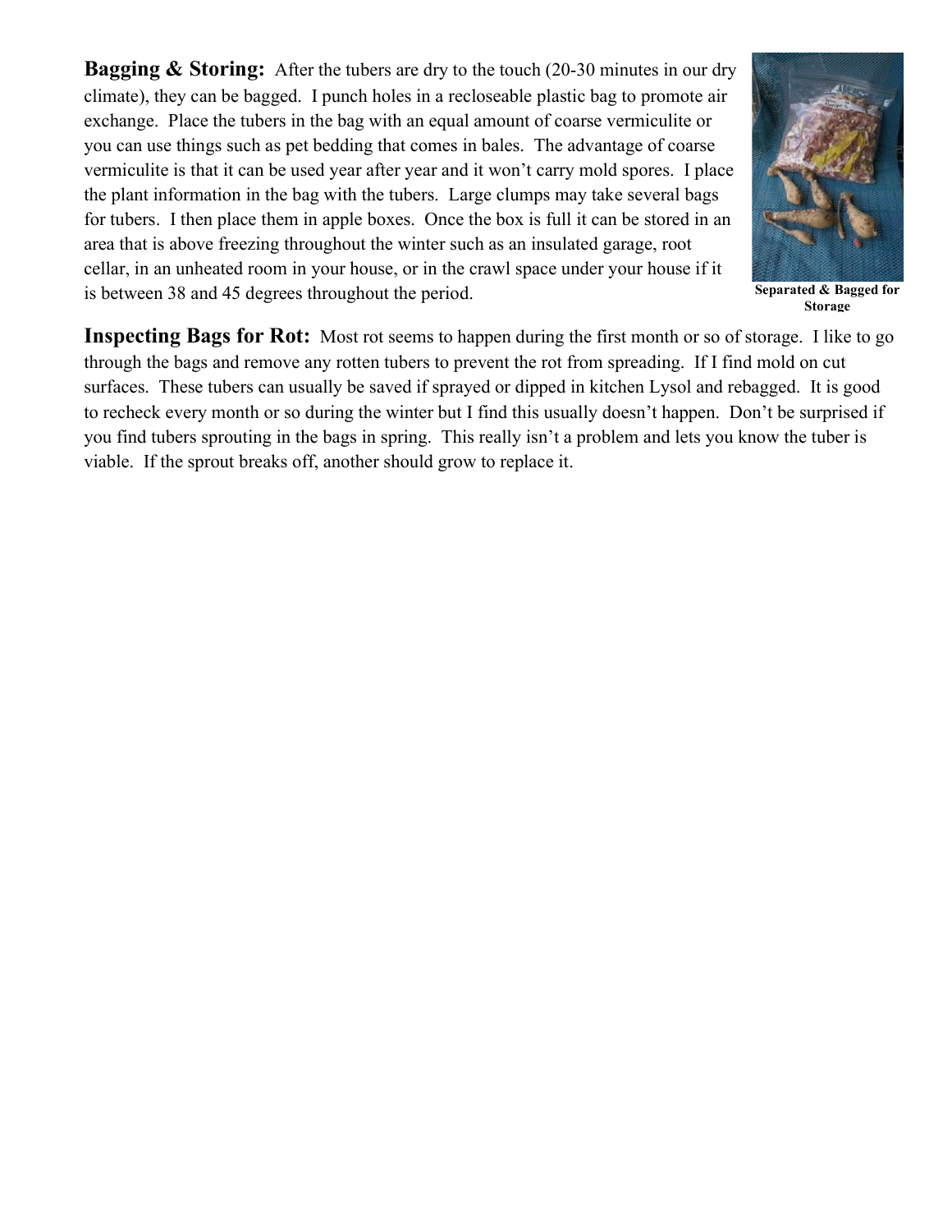**Bagging & Storing:** After the tubers are dry to the touch (20-30 minutes in our dry climate), they can be bagged. I punch holes in a recloseable plastic bag to promote air exchange. Place the tubers in the bag with an equal amount of coarse vermiculite or you can use things such as pet bedding that comes in bales. The advantage of coarse vermiculite is that it can be used year after year and it won't carry mold spores. I place the plant information in the bag with the tubers. Large clumps may take several bags for tubers. I then place them in apple boxes. Once the box is full it can be stored in an area that is above freezing throughout the winter such as an insulated garage, root cellar, in an unheated room in your house, or in the crawl space under your house if it is between 38 and 45 degrees throughout the period.

**Separated & Bagged for Storage**

**Inspecting Bags for Rot:** Most rot seems to happen during the first month or so of storage. I like to go through the bags and remove any rotten tubers to prevent the rot from spreading. If I find mold on cut surfaces. These tubers can usually be saved if sprayed or dipped in kitchen Lysol and rebagged. It is good to recheck every month or so during the winter but I find this usually doesn't happen. Don't be surprised if you find tubers sprouting in the bags in spring. This really isn't a problem and lets you know the tuber is viable. If the sprout breaks off, another should grow to replace it.